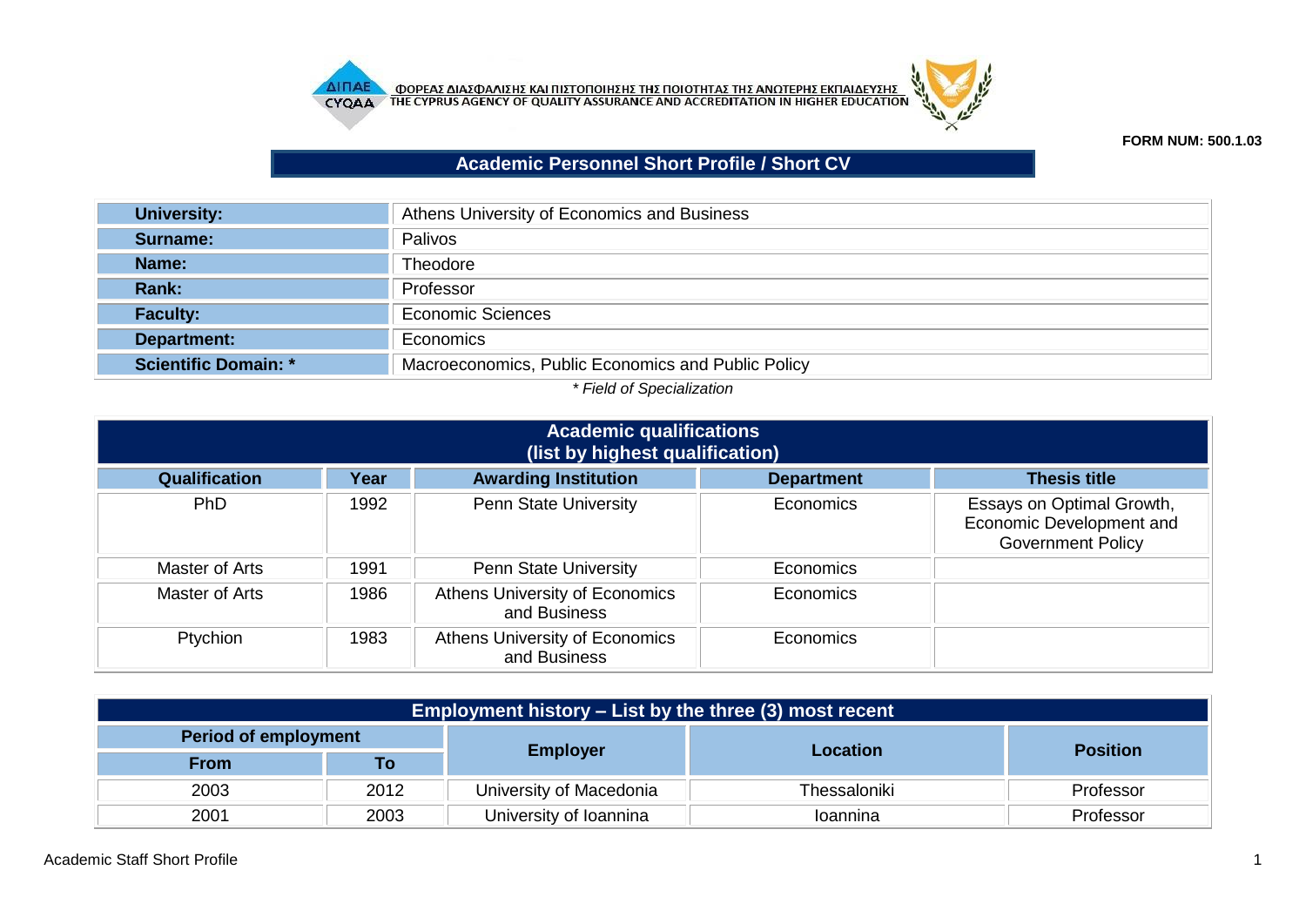ΦΟΡΕΑΣ ΔΙΑΣΦΑΛΙΣΗΣ ΚΑΙ ΠΙΣΤΟΠΟΙΗΣΗΣ ΤΗΣ ΠΟΙΟΤΗΤΑΣ ΤΗΣ ΑΝΩΤΕΡΗΣ ΕΚΠΑΙΔΕΥΣΗΣ
THE CYPRUS AGENCY OF QUALITY ASSURANCE AND ACCREDITATION IN HIGHER EDUCATION

**FORM NUM: 500.1.03**

# Academic Personnel Short Profile / Short CV

| | |
|---|---|
| **University:** | Athens University of Economics and Business |
| **Surname:** | Palivos |
| **Name:** | Theodore |
| **Rank:** | Professor |
| **Faculty:** | Economic Sciences |
| **Department:** | Economics |
| **Scientific Domain: *** | Macroeconomics, Public Economics and Public Policy |

*\* Field of Specialization*

## Academic qualifications (list by highest qualification)

| Qualification | Year | Awarding Institution | Department | Thesis title |
|---|---|---|---|---|
| PhD | 1992 | Penn State University | Economics | Essays on Optimal Growth, Economic Development and Government Policy |
| Master of Arts | 1991 | Penn State University | Economics | |
| Master of Arts | 1986 | Athens University of Economics and Business | Economics | |
| Ptychion | 1983 | Athens University of Economics and Business | Economics | |

## Employment history – List by the three (3) most recent

| Period of employment | | Employer | Location | Position |
|---|---|---|---|---|
| From | To | | | |
| 2003 | 2012 | University of Macedonia | Thessaloniki | Professor |
| 2001 | 2003 | University of Ioannina | Ioannina | Professor |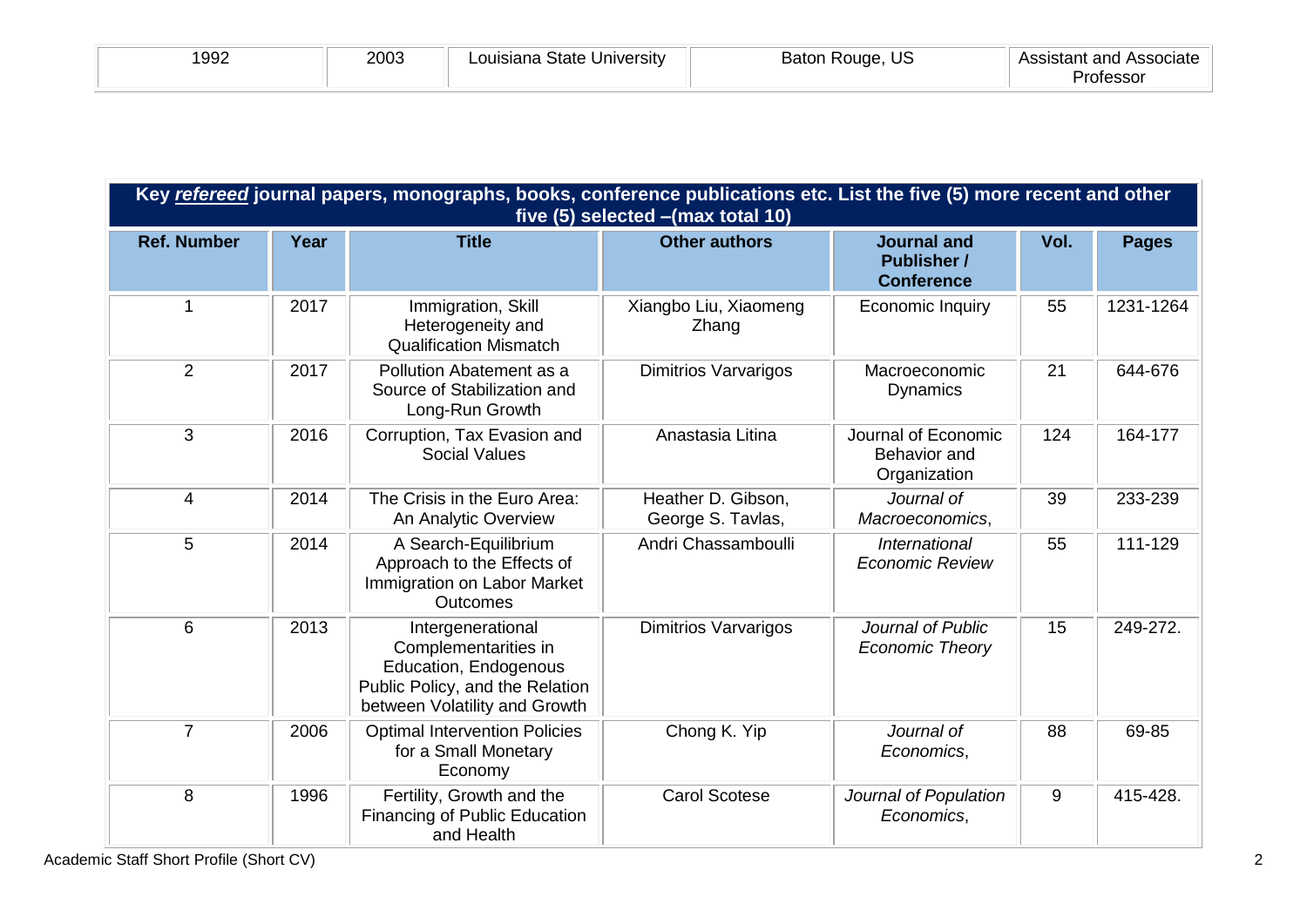| 1992 | 2003 | Louisiana State University | Baton Rouge, US | Assistant and Associate Professor |
|---|---|---|---|---|

| **Key *refereed* journal papers, monographs, books, conference publications etc. List the five (5) more recent and other five (5) selected –(max total 10)** | | | | | | |
|---|---|---|---|---|---|---|
| **Ref. Number** | **Year** | **Title** | **Other authors** | **Journal and Publisher / Conference** | **Vol.** | **Pages** |
| 1 | 2017 | Immigration, Skill Heterogeneity and Qualification Mismatch | Xiangbo Liu, Xiaomeng Zhang | Economic Inquiry | 55 | 1231-1264 |
| 2 | 2017 | Pollution Abatement as a Source of Stabilization and Long-Run Growth | Dimitrios Varvarigos | Macroeconomic Dynamics | 21 | 644-676 |
| 3 | 2016 | Corruption, Tax Evasion and Social Values | Anastasia Litina | Journal of Economic Behavior and Organization | 124 | 164-177 |
| 4 | 2014 | The Crisis in the Euro Area: An Analytic Overview | Heather D. Gibson, George S. Tavlas, | *Journal of Macroeconomics*, | 39 | 233-239 |
| 5 | 2014 | A Search-Equilibrium Approach to the Effects of Immigration on Labor Market Outcomes | Andri Chassamboulli | *International Economic Review* | 55 | 111-129 |
| 6 | 2013 | Intergenerational Complementarities in Education, Endogenous Public Policy, and the Relation between Volatility and Growth | Dimitrios Varvarigos | *Journal of Public Economic Theory* | 15 | 249-272. |
| 7 | 2006 | Optimal Intervention Policies for a Small Monetary Economy | Chong K. Yip | *Journal of Economics*, | 88 | 69-85 |
| 8 | 1996 | Fertility, Growth and the Financing of Public Education and Health | Carol Scotese | *Journal of Population Economics*, | 9 | 415-428. |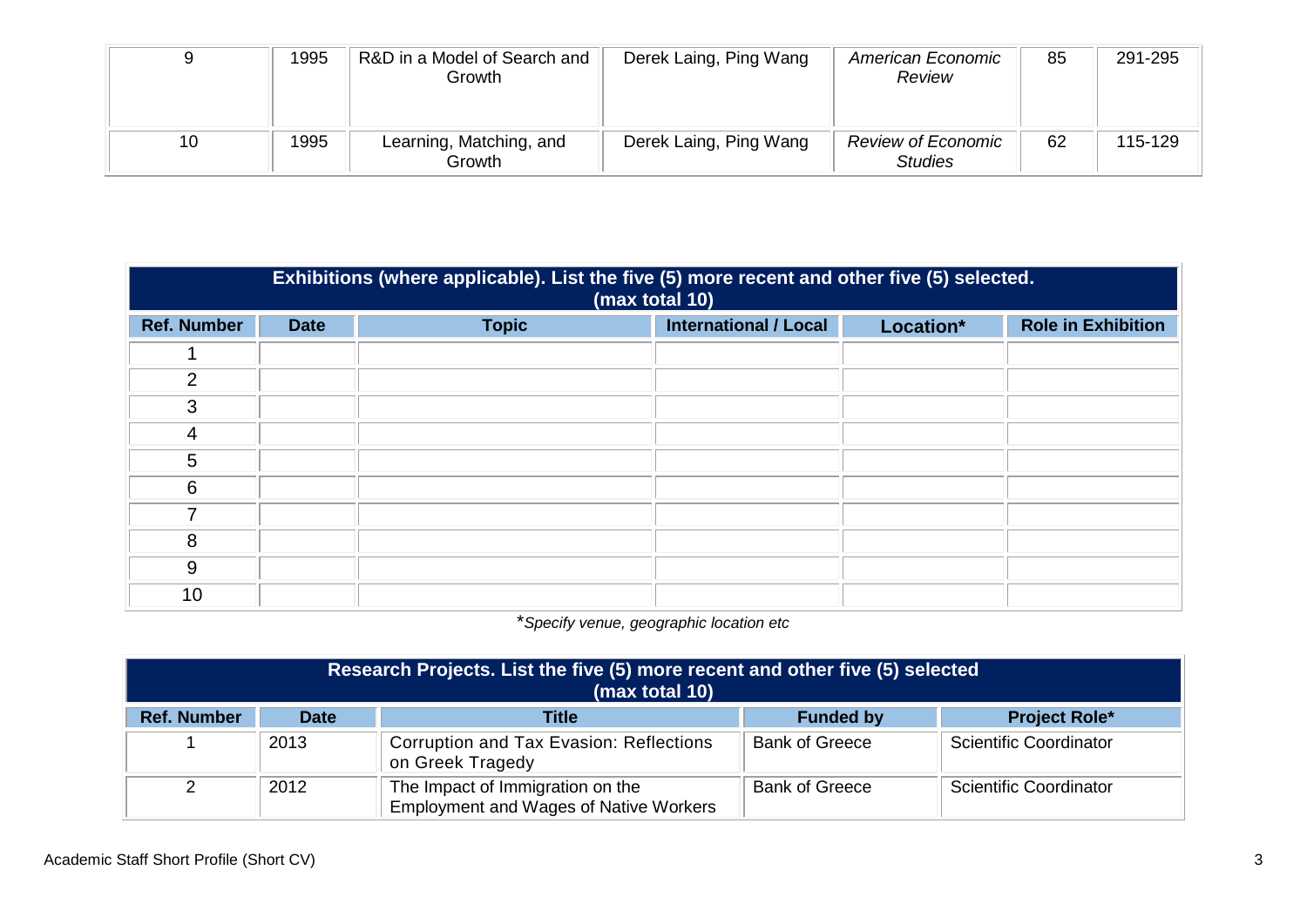| 9 | 1995 | R&D in a Model of Search and Growth | Derek Laing, Ping Wang | *American Economic Review* | 85 | 291-295 |
|---|---|---|---|---|---|---|
| 10 | 1995 | Learning, Matching, and Growth | Derek Laing, Ping Wang | *Review of Economic Studies* | 62 | 115-129 |

| **Exhibitions (where applicable). List the five (5) more recent and other five (5) selected. (max total 10)** | | | | | |
|---|---|---|---|---|---|
| **Ref. Number** | **Date** | **Topic** | **International / Local** | **Location*** | **Role in Exhibition** |
| 1 | | | | | |
| 2 | | | | | |
| 3 | | | | | |
| 4 | | | | | |
| 5 | | | | | |
| 6 | | | | | |
| 7 | | | | | |
| 8 | | | | | |
| 9 | | | | | |
| 10 | | | | | |

**Specify venue, geographic location etc*

| **Research Projects. List the five (5) more recent and other five (5) selected (max total 10)** | | | | |
|---|---|---|---|---|
| **Ref. Number** | **Date** | **Title** | **Funded by** | **Project Role*** |
| 1 | 2013 | Corruption and Tax Evasion: Reflections on Greek Tragedy | Bank of Greece | Scientific Coordinator |
| 2 | 2012 | The Impact of Immigration on the Employment and Wages of Native Workers | Bank of Greece | Scientific Coordinator |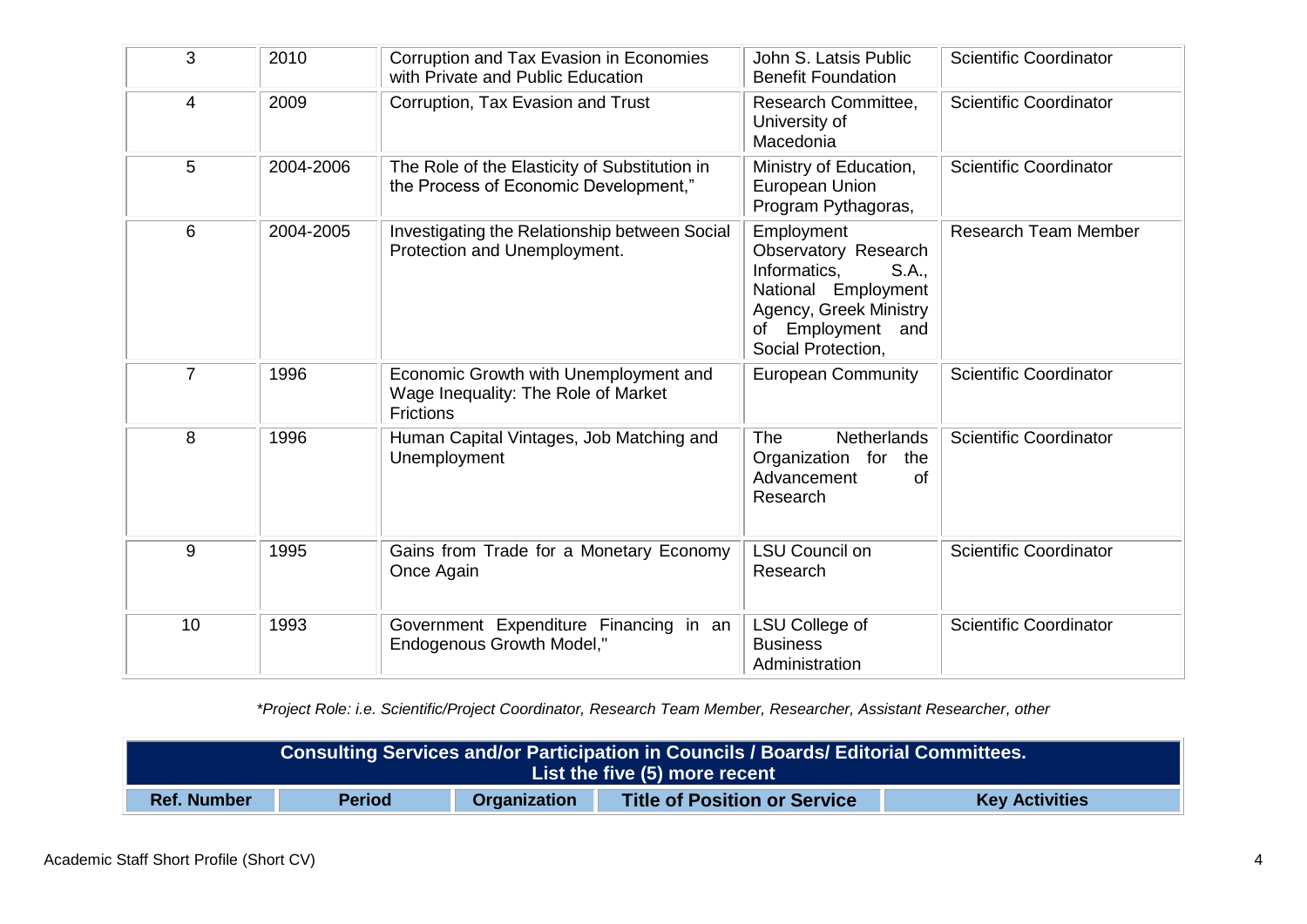| 3 | 2010 | Corruption and Tax Evasion in Economies with Private and Public Education | John S. Latsis Public Benefit Foundation | Scientific Coordinator |
|---|---|---|---|---|
| 4 | 2009 | Corruption, Tax Evasion and Trust | Research Committee, University of Macedonia | Scientific Coordinator |
| 5 | 2004-2006 | The Role of the Elasticity of Substitution in the Process of Economic Development," | Ministry of Education, European Union Program Pythagoras, | Scientific Coordinator |
| 6 | 2004-2005 | Investigating the Relationship between Social Protection and Unemployment. | Employment Observatory Research Informatics, S.A., National Employment Agency, Greek Ministry of Employment and Social Protection, | Research Team Member |
| 7 | 1996 | Economic Growth with Unemployment and Wage Inequality: The Role of Market Frictions | European Community | Scientific Coordinator |
| 8 | 1996 | Human Capital Vintages, Job Matching and Unemployment | The Netherlands Organization for the Advancement of Research | Scientific Coordinator |
| 9 | 1995 | Gains from Trade for a Monetary Economy Once Again | LSU Council on Research | Scientific Coordinator |
| 10 | 1993 | Government Expenditure Financing in an Endogenous Growth Model," | LSU College of Business Administration | Scientific Coordinator |

*\*Project Role: i.e. Scientific/Project Coordinator, Research Team Member, Researcher, Assistant Researcher, other*

| **Consulting Services and/or Participation in Councils / Boards/ Editorial Committees. List the five (5) more recent** | | | | |
|---|---|---|---|---|
| **Ref. Number** | **Period** | **Organization** | **Title of Position or Service** | **Key Activities** |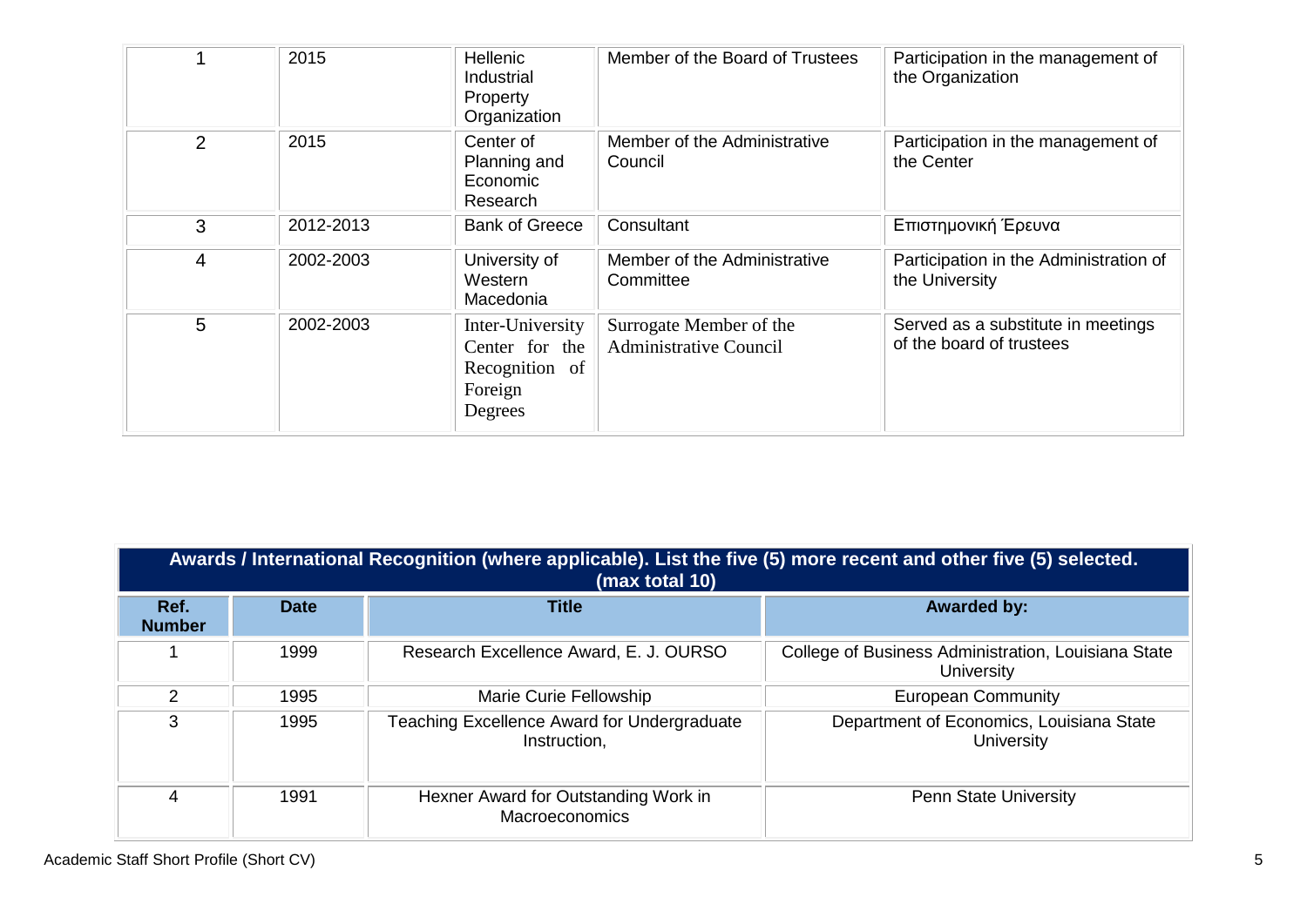| | | | | |
|---|---|---|---|---|
| 1 | 2015 | Hellenic Industrial Property Organization | Member of the Board of Trustees | Participation in the management of the Organization |
| 2 | 2015 | Center of Planning and Economic Research | Member of the Administrative Council | Participation in the management of the Center |
| 3 | 2012-2013 | Bank of Greece | Consultant | Επιστημονική Έρευνα |
| 4 | 2002-2003 | University of Western Macedonia | Member of the Administrative Committee | Participation in the Administration of the University |
| 5 | 2002-2003 | Inter-University Center for the Recognition of Foreign Degrees | Surrogate Member of the Administrative Council | Served as a substitute in meetings of the board of trustees |

| **Awards / International Recognition (where applicable). List the five (5) more recent and other five (5) selected. (max total 10)** | | | |
|---|---|---|---|
| **Ref. Number** | **Date** | **Title** | **Awarded by:** |
| 1 | 1999 | Research Excellence Award, E. J. OURSO | College of Business Administration, Louisiana State University |
| 2 | 1995 | Marie Curie Fellowship | European Community |
| 3 | 1995 | Teaching Excellence Award for Undergraduate Instruction, | Department of Economics, Louisiana State University |
| 4 | 1991 | Hexner Award for Outstanding Work in Macroeconomics | Penn State University |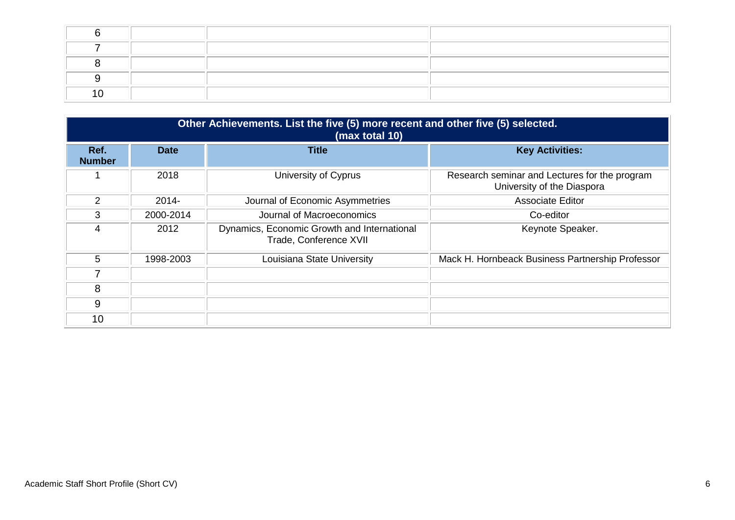| | | | |
|---|---|---|---|
| 6 | | | |
| 7 | | | |
| 8 | | | |
| 9 | | | |
| 10 | | | |

| **Other Achievements. List the five (5) more recent and other five (5) selected. (max total 10)** | | | |
|---|---|---|---|
| **Ref. Number** | **Date** | **Title** | **Key Activities:** |
| 1 | 2018 | University of Cyprus | Research seminar and Lectures for the program University of the Diaspora |
| 2 | 2014- | Journal of Economic Asymmetries | Associate Editor |
| 3 | 2000-2014 | Journal of Macroeconomics | Co-editor |
| 4 | 2012 | Dynamics, Economic Growth and International Trade, Conference XVII | Keynote Speaker. |
| 5 | 1998-2003 | Louisiana State University | Mack H. Hornbeack Business Partnership Professor |
| 7 | | | |
| 8 | | | |
| 9 | | | |
| 10 | | | |

Academic Staff Short Profile (Short CV)